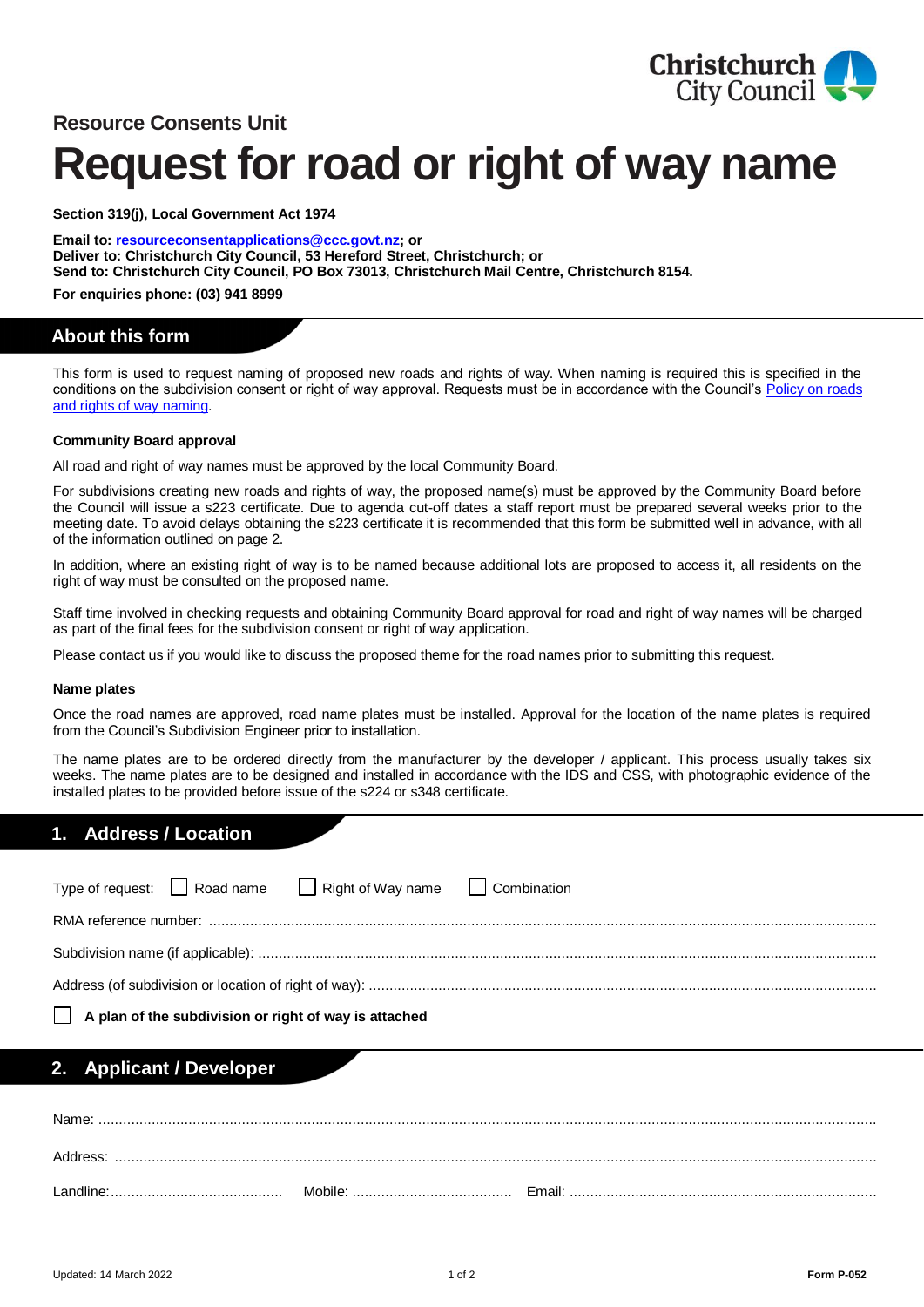Christchurch City Council

## Resource Consents Unit

# Request for road or right of way name

**Section 319(j), Local Government Act 1974**

**Email to: [resourceconsentapplications@ccc.govt.nz](mailto:resourceconsentapplications@ccc.govt.nz); or**
**Deliver to: Christchurch City Council, 53 Hereford Street, Christchurch; or**
**Send to: Christchurch City Council, PO Box 73013, Christchurch Mail Centre, Christchurch 8154.**

**For enquiries phone: (03) 941 8999**

## About this form

This form is used to request naming of proposed new roads and rights of way. When naming is required this is specified in the conditions on the subdivision consent or right of way approval. Requests must be in accordance with the Council's Policy on roads and rights of way naming.

**Community Board approval**

All road and right of way names must be approved by the local Community Board.

For subdivisions creating new roads and rights of way, the proposed name(s) must be approved by the Community Board before the Council will issue a s223 certificate. Due to agenda cut-off dates a staff report must be prepared several weeks prior to the meeting date. To avoid delays obtaining the s223 certificate it is recommended that this form be submitted well in advance, with all of the information outlined on page 2.

In addition, where an existing right of way is to be named because additional lots are proposed to access it, all residents on the right of way must be consulted on the proposed name.

Staff time involved in checking requests and obtaining Community Board approval for road and right of way names will be charged as part of the final fees for the subdivision consent or right of way application.

Please contact us if you would like to discuss the proposed theme for the road names prior to submitting this request.

**Name plates**

Once the road names are approved, road name plates must be installed. Approval for the location of the name plates is required from the Council's Subdivision Engineer prior to installation.

The name plates are to be ordered directly from the manufacturer by the developer / applicant. This process usually takes six weeks. The name plates are to be designed and installed in accordance with the IDS and CSS, with photographic evidence of the installed plates to be provided before issue of the s224 or s348 certificate.

## 1. Address / Location

Type of request: ☐ Road name ☐ Right of Way name ☐ Combination

RMA reference number: ..........................................................................................

Subdivision name (if applicable): ..........................................................................................

Address (of subdivision or location of right of way): ..........................................................................................

☐ **A plan of the subdivision or right of way is attached**

## 2. Applicant / Developer

Name: ..........................................................................................

Address: ..........................................................................................

Landline:.......................................... Mobile: ....................................... Email: ..........................................................................

Updated: 14 March 2022

**Form P-052**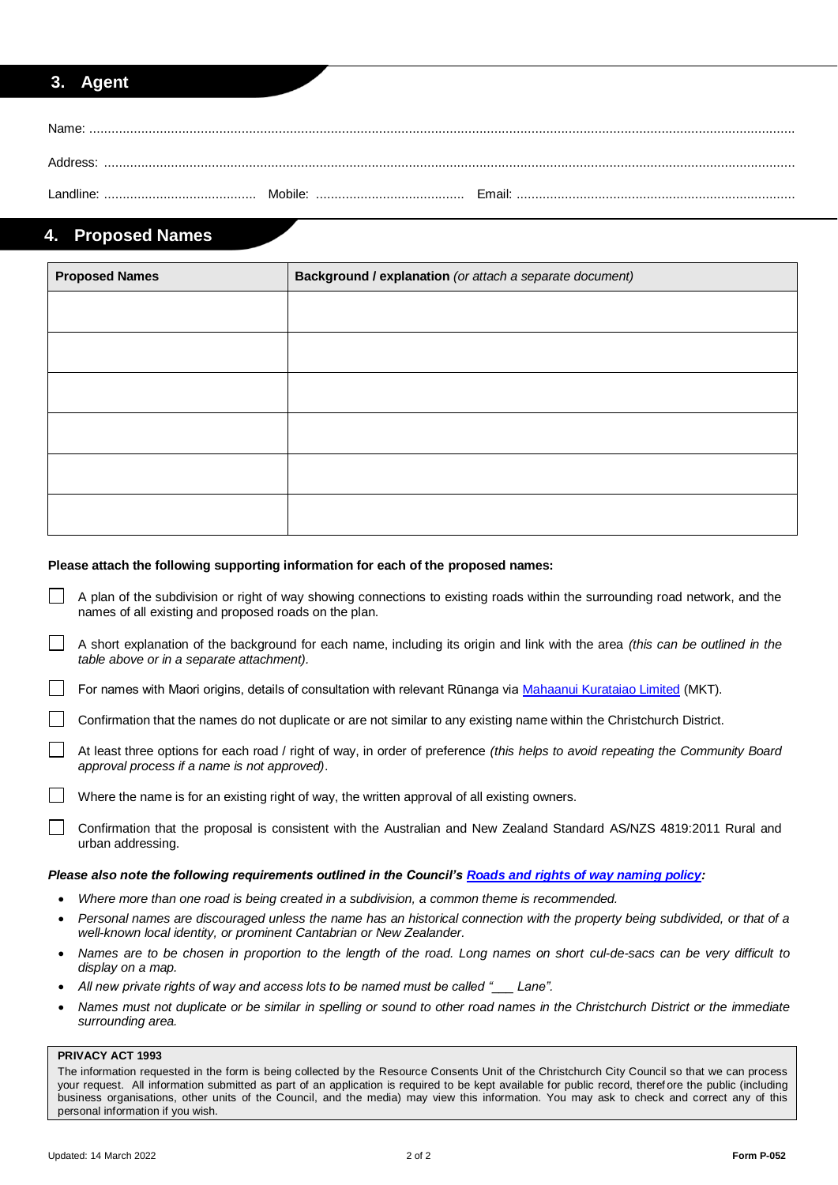## 3. Agent

Name: ....................................................................................................................................................................................

Address: ...............................................................................................................................................................................

Landline: ......................................... Mobile: ........................................ Email: ...........................................................................

## 4. Proposed Names

| Proposed Names | Background / explanation *(or attach a separate document)* |
|---|---|
| | |
| | |
| | |
| | |
| | |
| | |

**Please attach the following supporting information for each of the proposed names:**

- ☐ A plan of the subdivision or right of way showing connections to existing roads within the surrounding road network, and the names of all existing and proposed roads on the plan.
- ☐ A short explanation of the background for each name, including its origin and link with the area *(this can be outlined in the table above or in a separate attachment)*.
- ☐ For names with Maori origins, details of consultation with relevant Rūnanga via Mahaanui Kurataiao Limited (MKT).
- ☐ Confirmation that the names do not duplicate or are not similar to any existing name within the Christchurch District.
- ☐ At least three options for each road / right of way, in order of preference *(this helps to avoid repeating the Community Board approval process if a name is not approved)*.
- ☐ Where the name is for an existing right of way, the written approval of all existing owners.
- ☐ Confirmation that the proposal is consistent with the Australian and New Zealand Standard AS/NZS 4819:2011 Rural and urban addressing.

***Please also note the following requirements outlined in the Council's Roads and rights of way naming policy:***

- *Where more than one road is being created in a subdivision, a common theme is recommended.*
- *Personal names are discouraged unless the name has an historical connection with the property being subdivided, or that of a well-known local identity, or prominent Cantabrian or New Zealander.*
- *Names are to be chosen in proportion to the length of the road. Long names on short cul-de-sacs can be very difficult to display on a map.*
- *All new private rights of way and access lots to be named must be called "___ Lane".*
- *Names must not duplicate or be similar in spelling or sound to other road names in the Christchurch District or the immediate surrounding area.*

**PRIVACY ACT 1993**

The information requested in the form is being collected by the Resource Consents Unit of the Christchurch City Council so that we can process your request. All information submitted as part of an application is required to be kept available for public record, therefore the public (including business organisations, other units of the Council, and the media) may view this information. You may ask to check and correct any of this personal information if you wish.

Updated: 14 March 2022 Form P-052